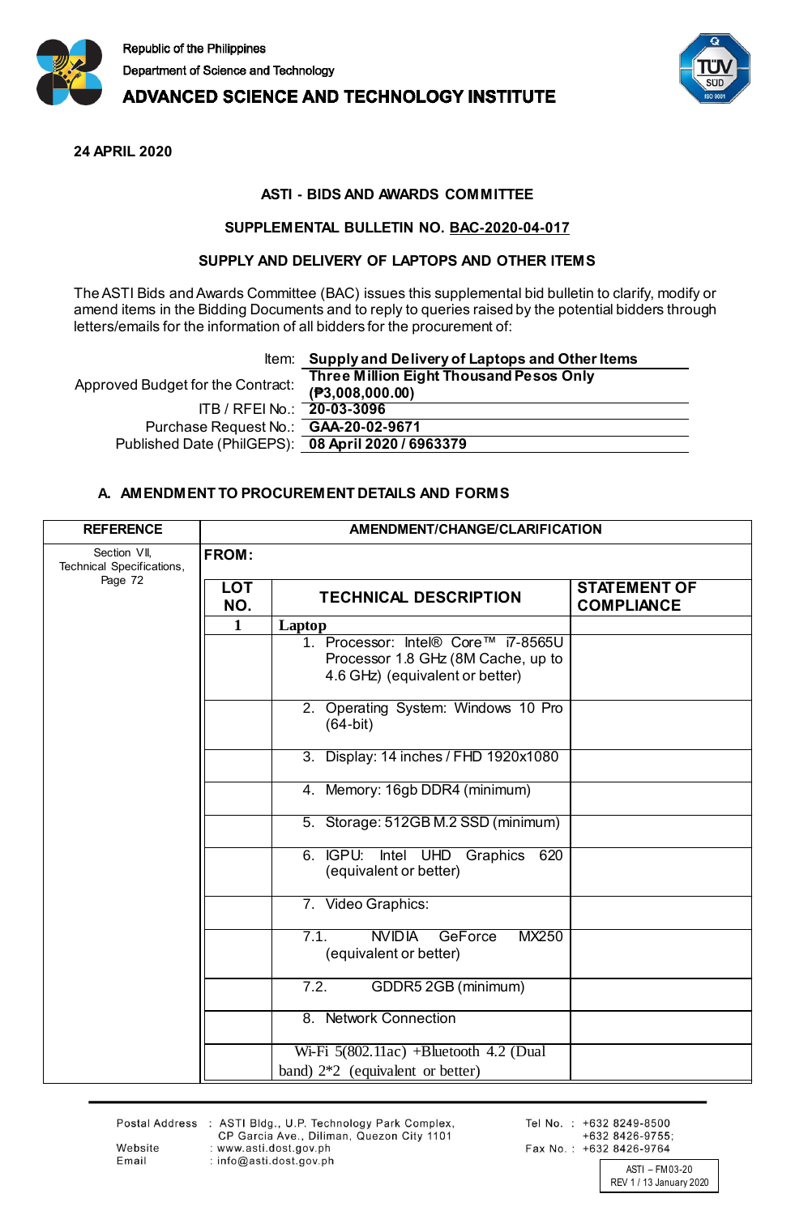Republic of the Philippines
Department of Science and Technology
**ADVANCED SCIENCE AND TECHNOLOGY INSTITUTE**

**24 APRIL 2020**

**ASTI - BIDS AND AWARDS COMMITTEE**

**SUPPLEMENTAL BULLETIN NO. BAC-2020-04-017**

**SUPPLY AND DELIVERY OF LAPTOPS AND OTHER ITEMS**

The ASTI Bids and Awards Committee (BAC) issues this supplemental bid bulletin to clarify, modify or amend items in the Bidding Documents and to reply to queries raised by the potential bidders through letters/emails for the information of all bidders for the procurement of:

| | |
|---|---|
| Item: | **Supply and Delivery of Laptops and Other Items** |
| Approved Budget for the Contract: | **Three Million Eight Thousand Pesos Only (₱3,008,000.00)** |
| ITB / RFEI No.: | **20-03-3096** |
| Purchase Request No.: | **GAA-20-02-9671** |
| Published Date (PhilGEPS): | **08 April 2020 / 6963379** |

## A. AMENDMENT TO PROCUREMENT DETAILS AND FORMS

| REFERENCE | AMENDMENT/CHANGE/CLARIFICATION |
|---|---|
| Section VII, Technical Specifications, Page 72 | **FROM:** |

| LOT NO. | TECHNICAL DESCRIPTION | STATEMENT OF COMPLIANCE |
|---|---|---|
| 1 | **Laptop** | |
| | 1. Processor: Intel® Core™ i7-8565U Processor 1.8 GHz (8M Cache, up to 4.6 GHz) (equivalent or better) | |
| | 2. Operating System: Windows 10 Pro (64-bit) | |
| | 3. Display: 14 inches / FHD 1920x1080 | |
| | 4. Memory: 16gb DDR4 (minimum) | |
| | 5. Storage: 512GB M.2 SSD (minimum) | |
| | 6. IGPU: Intel UHD Graphics 620 (equivalent or better) | |
| | 7. Video Graphics: | |
| | 7.1. NVIDIA GeForce MX250 (equivalent or better) | |
| | 7.2. GDDR5 2GB (minimum) | |
| | 8. Network Connection | |
| | Wi-Fi 5(802.11ac) +Bluetooth 4.2 (Dual band) 2*2 (equivalent or better) | |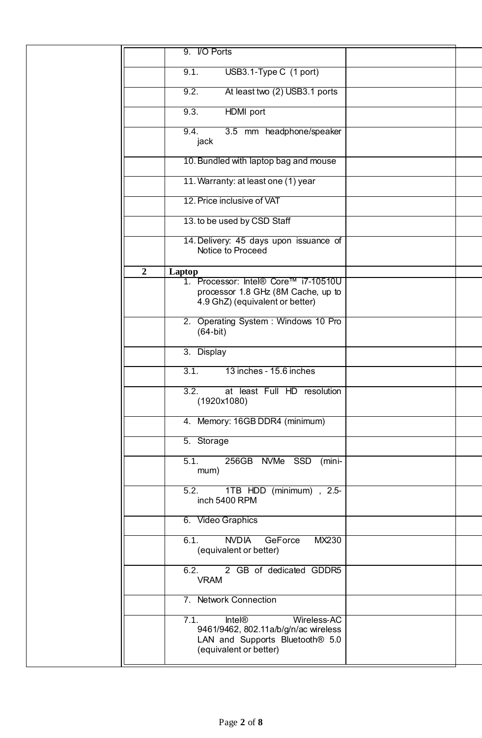| | | | | |
|---|---|---|---|---|
| | | 9. I/O Ports | | |
| | | 9.1. USB3.1-Type C (1 port) | | |
| | | 9.2. At least two (2) USB3.1 ports | | |
| | | 9.3. HDMI port | | |
| | | 9.4. 3.5 mm headphone/speaker jack | | |
| | | 10. Bundled with laptop bag and mouse | | |
| | | 11. Warranty: at least one (1) year | | |
| | | 12. Price inclusive of VAT | | |
| | | 13. to be used by CSD Staff | | |
| | | 14. Delivery: 45 days upon issuance of Notice to Proceed | | |
| | 2 | **Laptop** | | |
| | | 1. Processor: Intel® Core™ i7-10510U processor 1.8 GHz (8M Cache, up to 4.9 GhZ) (equivalent or better) | | |
| | | 2. Operating System : Windows 10 Pro (64-bit) | | |
| | | 3. Display | | |
| | | 3.1. 13 inches - 15.6 inches | | |
| | | 3.2. at least Full HD resolution (1920x1080) | | |
| | | 4. Memory: 16GB DDR4 (minimum) | | |
| | | 5. Storage | | |
| | | 5.1. 256GB NVMe SSD (mini-mum) | | |
| | | 5.2. 1TB HDD (minimum) , 2.5-inch 5400 RPM | | |
| | | 6. Video Graphics | | |
| | | 6.1. NVDIA GeForce MX230 (equivalent or better) | | |
| | | 6.2. 2 GB of dedicated GDDR5 VRAM | | |
| | | 7. Network Connection | | |
| | | 7.1. Intel® Wireless-AC 9461/9462, 802.11a/b/g/n/ac wireless LAN and Supports Bluetooth® 5.0 (equivalent or better) | | |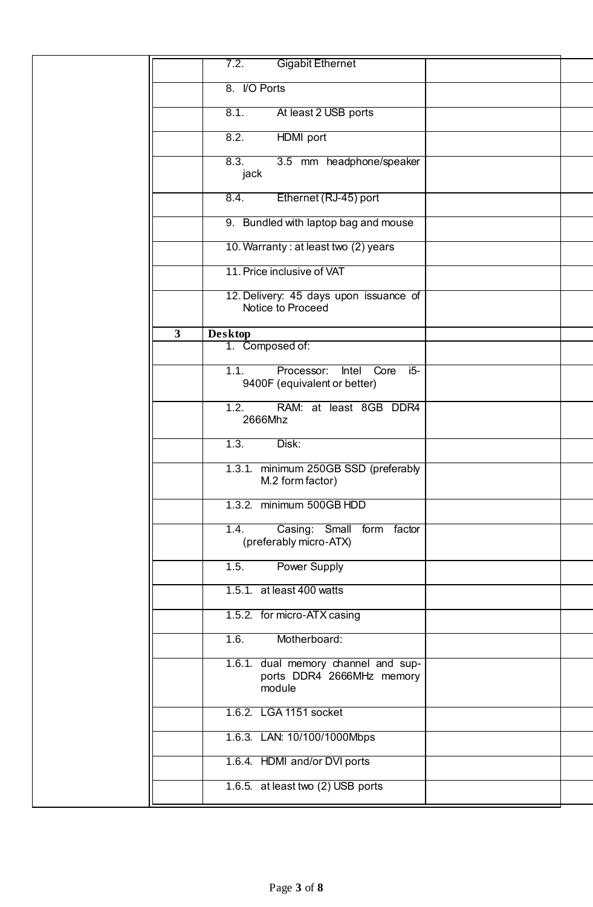| | | | | |
|---|---|---|---|---|
| | | 7.2. Gigabit Ethernet | | |
| | | 8. I/O Ports | | |
| | | 8.1. At least 2 USB ports | | |
| | | 8.2. HDMI port | | |
| | | 8.3. 3.5 mm headphone/speaker jack | | |
| | | 8.4. Ethernet (RJ-45) port | | |
| | | 9. Bundled with laptop bag and mouse | | |
| | | 10. Warranty : at least two (2) years | | |
| | | 11. Price inclusive of VAT | | |
| | | 12. Delivery: 45 days upon issuance of Notice to Proceed | | |
| | **3** | **Desktop** | | |
| | | 1. Composed of: | | |
| | | 1.1. Processor: Intel Core i5-9400F (equivalent or better) | | |
| | | 1.2. RAM: at least 8GB DDR4 2666Mhz | | |
| | | 1.3. Disk: | | |
| | | 1.3.1. minimum 250GB SSD (preferably M.2 form factor) | | |
| | | 1.3.2. minimum 500GB HDD | | |
| | | 1.4. Casing: Small form factor (preferably micro-ATX) | | |
| | | 1.5. Power Supply | | |
| | | 1.5.1. at least 400 watts | | |
| | | 1.5.2. for micro-ATX casing | | |
| | | 1.6. Motherboard: | | |
| | | 1.6.1. dual memory channel and supports DDR4 2666MHz memory module | | |
| | | 1.6.2. LGA 1151 socket | | |
| | | 1.6.3. LAN: 10/100/1000Mbps | | |
| | | 1.6.4. HDMI and/or DVI ports | | |
| | | 1.6.5. at least two (2) USB ports | | |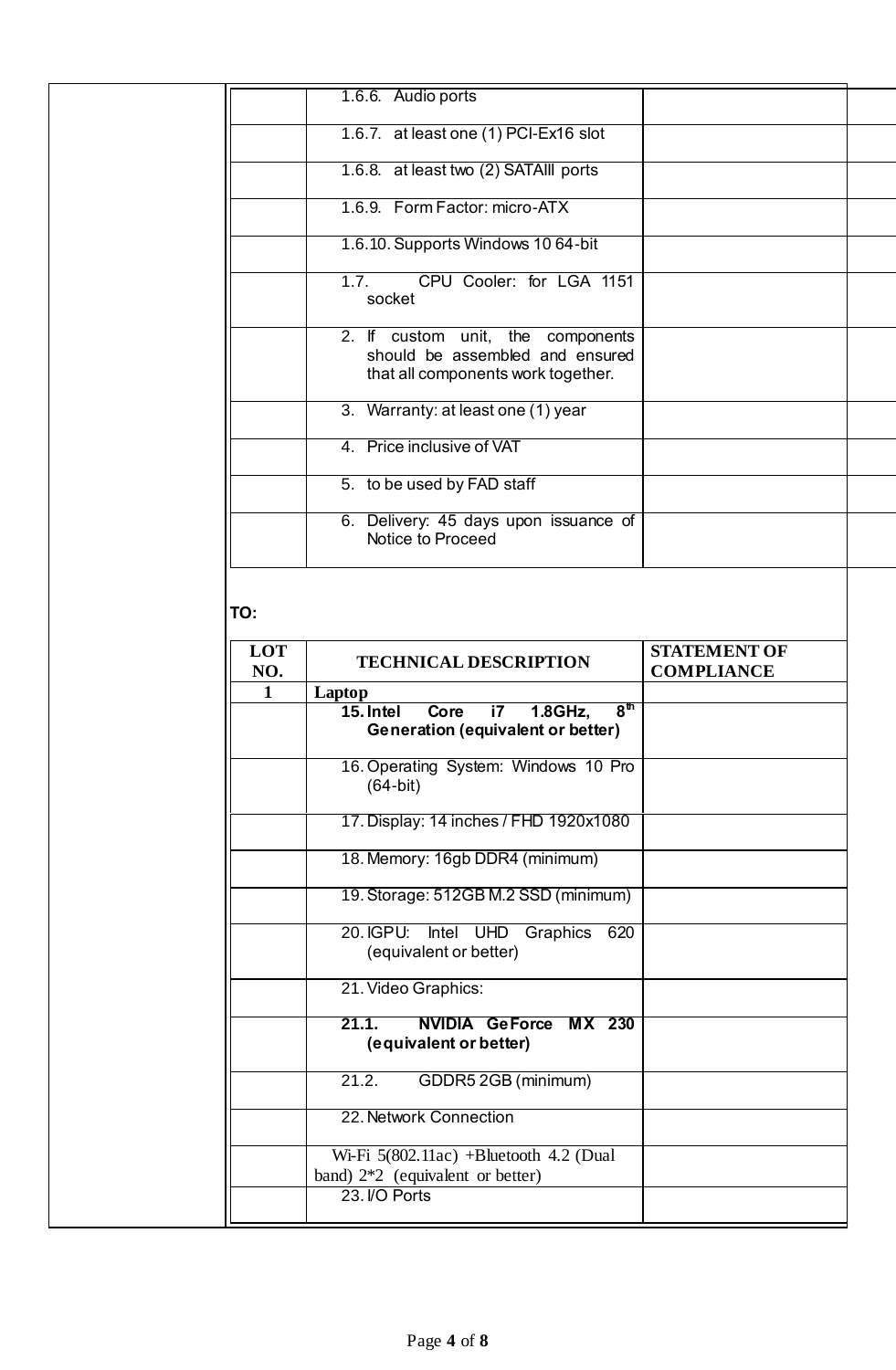| | | |
|---|---|---|
| | 1.6.6. Audio ports | |
| | 1.6.7. at least one (1) PCI-Ex16 slot | |
| | 1.6.8. at least two (2) SATAIII ports | |
| | 1.6.9. Form Factor: micro-ATX | |
| | 1.6.10. Supports Windows 10 64-bit | |
| | 1.7. CPU Cooler: for LGA 1151 socket | |
| | 2. If custom unit, the components should be assembled and ensured that all components work together. | |
| | 3. Warranty: at least one (1) year | |
| | 4. Price inclusive of VAT | |
| | 5. to be used by FAD staff | |
| | 6. Delivery: 45 days upon issuance of Notice to Proceed | |

**TO:**

| LOT NO. | TECHNICAL DESCRIPTION | STATEMENT OF COMPLIANCE |
|---|---|---|
| 1 | **Laptop** | |
| | **15. Intel Core i7 1.8GHz, 8th Generation (equivalent or better)** | |
| | 16. Operating System: Windows 10 Pro (64-bit) | |
| | 17. Display: 14 inches / FHD 1920x1080 | |
| | 18. Memory: 16gb DDR4 (minimum) | |
| | 19. Storage: 512GB M.2 SSD (minimum) | |
| | 20. IGPU: Intel UHD Graphics 620 (equivalent or better) | |
| | 21. Video Graphics: | |
| | **21.1. NVIDIA GeForce MX 230 (equivalent or better)** | |
| | 21.2. GDDR5 2GB (minimum) | |
| | 22. Network Connection | |
| | Wi-Fi 5(802.11ac) +Bluetooth 4.2 (Dual band) 2*2 (equivalent or better) | |
| | 23. I/O Ports | |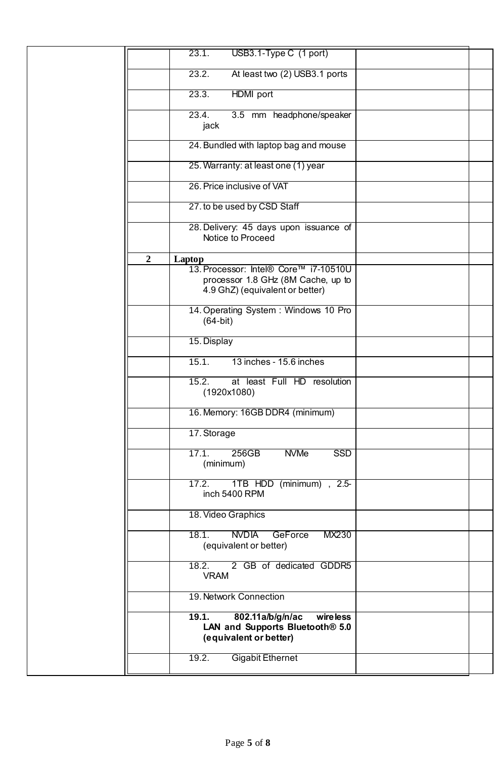| | | | | |
|---|---|---|---|---|
| | | 23.1. USB3.1-Type C (1 port) | | |
| | | 23.2. At least two (2) USB3.1 ports | | |
| | | 23.3. HDMI port | | |
| | | 23.4. 3.5 mm headphone/speaker jack | | |
| | | 24. Bundled with laptop bag and mouse | | |
| | | 25. Warranty: at least one (1) year | | |
| | | 26. Price inclusive of VAT | | |
| | | 27. to be used by CSD Staff | | |
| | | 28. Delivery: 45 days upon issuance of Notice to Proceed | | |
| | **2** | **Laptop** | | |
| | | 13. Processor: Intel® Core™ i7-10510U processor 1.8 GHz (8M Cache, up to 4.9 GhZ) (equivalent or better) | | |
| | | 14. Operating System : Windows 10 Pro (64-bit) | | |
| | | 15. Display | | |
| | | 15.1. 13 inches - 15.6 inches | | |
| | | 15.2. at least Full HD resolution (1920x1080) | | |
| | | 16. Memory: 16GB DDR4 (minimum) | | |
| | | 17. Storage | | |
| | | 17.1. 256GB NVMe SSD (minimum) | | |
| | | 17.2. 1TB HDD (minimum) , 2.5-inch 5400 RPM | | |
| | | 18. Video Graphics | | |
| | | 18.1. NVDIA GeForce MX230 (equivalent or better) | | |
| | | 18.2. 2 GB of dedicated GDDR5 VRAM | | |
| | | 19. Network Connection | | |
| | | **19.1. 802.11a/b/g/n/ac wireless LAN and Supports Bluetooth® 5.0 (equivalent or better)** | | |
| | | 19.2. Gigabit Ethernet | | |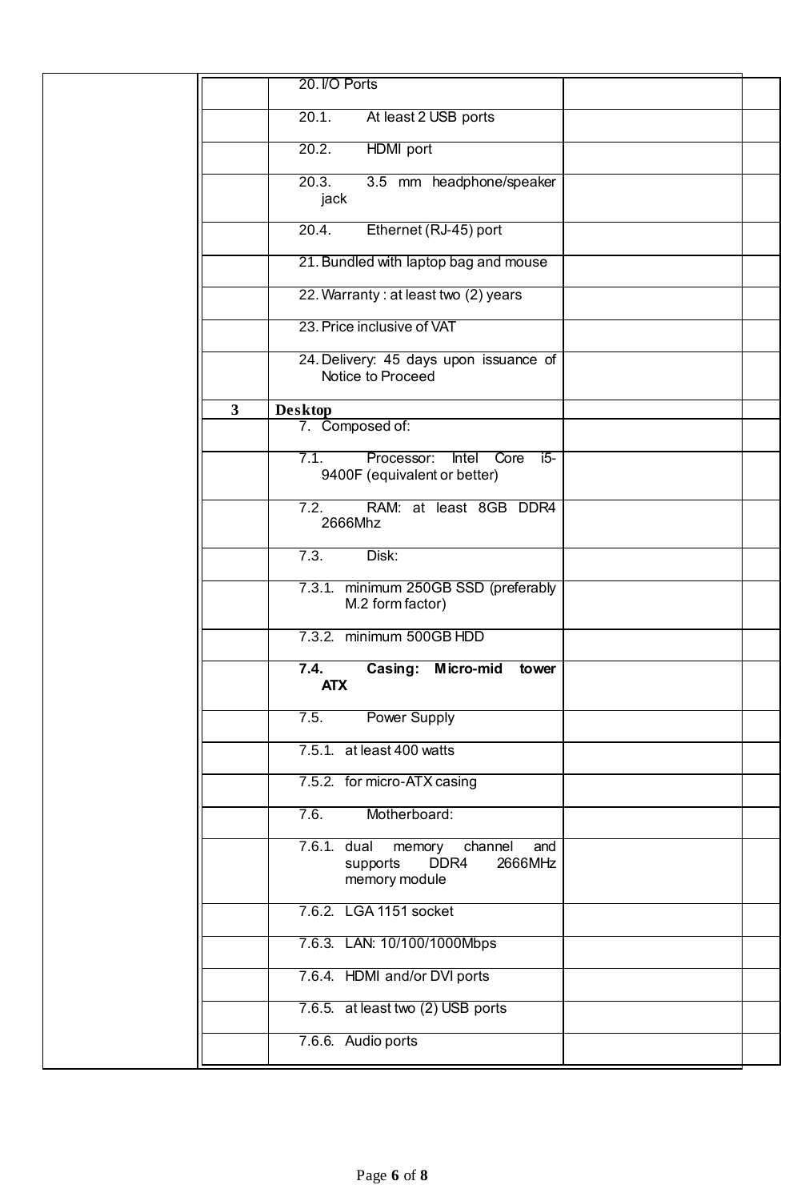| | | | | |
|---|---|---|---|---|
| | | 20. I/O Ports | | |
| | | 20.1. At least 2 USB ports | | |
| | | 20.2. HDMI port | | |
| | | 20.3. 3.5 mm headphone/speaker jack | | |
| | | 20.4. Ethernet (RJ-45) port | | |
| | | 21. Bundled with laptop bag and mouse | | |
| | | 22. Warranty : at least two (2) years | | |
| | | 23. Price inclusive of VAT | | |
| | | 24. Delivery: 45 days upon issuance of Notice to Proceed | | |
| | 3 | **Desktop** | | |
| | | 7. Composed of: | | |
| | | 7.1. Processor: Intel Core i5-9400F (equivalent or better) | | |
| | | 7.2. RAM: at least 8GB DDR4 2666Mhz | | |
| | | 7.3. Disk: | | |
| | | 7.3.1. minimum 250GB SSD (preferably M.2 form factor) | | |
| | | 7.3.2. minimum 500GB HDD | | |
| | | **7.4. Casing: Micro-mid tower ATX** | | |
| | | 7.5. Power Supply | | |
| | | 7.5.1. at least 400 watts | | |
| | | 7.5.2. for micro-ATX casing | | |
| | | 7.6. Motherboard: | | |
| | | 7.6.1. dual memory channel and supports DDR4 2666MHz memory module | | |
| | | 7.6.2. LGA 1151 socket | | |
| | | 7.6.3. LAN: 10/100/1000Mbps | | |
| | | 7.6.4. HDMI and/or DVI ports | | |
| | | 7.6.5. at least two (2) USB ports | | |
| | | 7.6.6. Audio ports | | |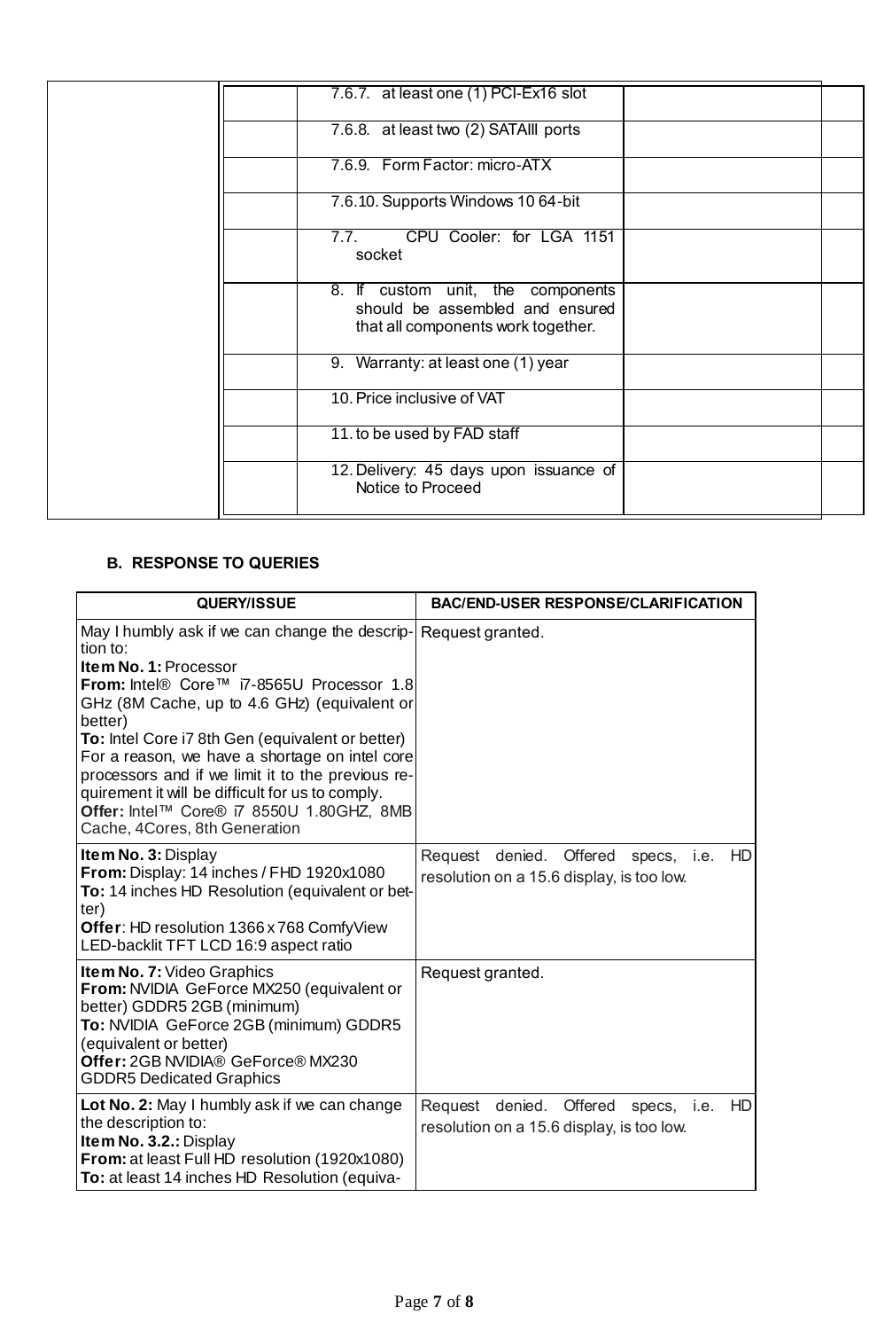| | | | | |
|---|---|---|---|---|
| | | 7.6.7. at least one (1) PCI-Ex16 slot | | |
| | | 7.6.8. at least two (2) SATAIII ports | | |
| | | 7.6.9. Form Factor: micro-ATX | | |
| | | 7.6.10. Supports Windows 10 64-bit | | |
| | | 7.7. CPU Cooler: for LGA 1151 socket | | |
| | | 8. If custom unit, the components should be assembled and ensured that all components work together. | | |
| | | 9. Warranty: at least one (1) year | | |
| | | 10. Price inclusive of VAT | | |
| | | 11. to be used by FAD staff | | |
| | | 12. Delivery: 45 days upon issuance of Notice to Proceed | | |

**B. RESPONSE TO QUERIES**

| QUERY/ISSUE | BAC/END-USER RESPONSE/CLARIFICATION |
|---|---|
| May I humbly ask if we can change the description to:<br>**Item No. 1:** Processor<br>**From:** Intel® Core™ i7-8565U Processor 1.8 GHz (8M Cache, up to 4.6 GHz) (equivalent or better)<br>**To:** Intel Core i7 8th Gen (equivalent or better)<br>For a reason, we have a shortage on intel core processors and if we limit it to the previous requirement it will be difficult for us to comply.<br>**Offer:** Intel™ Core® i7 8550U 1.80GHZ, 8MB Cache, 4Cores, 8th Generation | Request granted. |
| **Item No. 3:** Display<br>**From:** Display: 14 inches / FHD 1920x1080<br>**To:** 14 inches HD Resolution (equivalent or better)<br>**Offer**: HD resolution 1366 x 768 ComfyView LED-backlit TFT LCD 16:9 aspect ratio | Request denied. Offered specs, i.e. HD resolution on a 15.6 display, is too low. |
| **Item No. 7:** Video Graphics<br>**From:** NVIDIA GeForce MX250 (equivalent or better) GDDR5 2GB (minimum)<br>**To:** NVIDIA GeForce 2GB (minimum) GDDR5 (equivalent or better)<br>**Offer:** 2GB NVIDIA® GeForce® MX230 GDDR5 Dedicated Graphics | Request granted. |
| **Lot No. 2:** May I humbly ask if we can change the description to:<br>**Item No. 3.2.:** Display<br>**From:** at least Full HD resolution (1920x1080)<br>**To:** at least 14 inches HD Resolution (equiva- | Request denied. Offered specs, i.e. HD resolution on a 15.6 display, is too low. |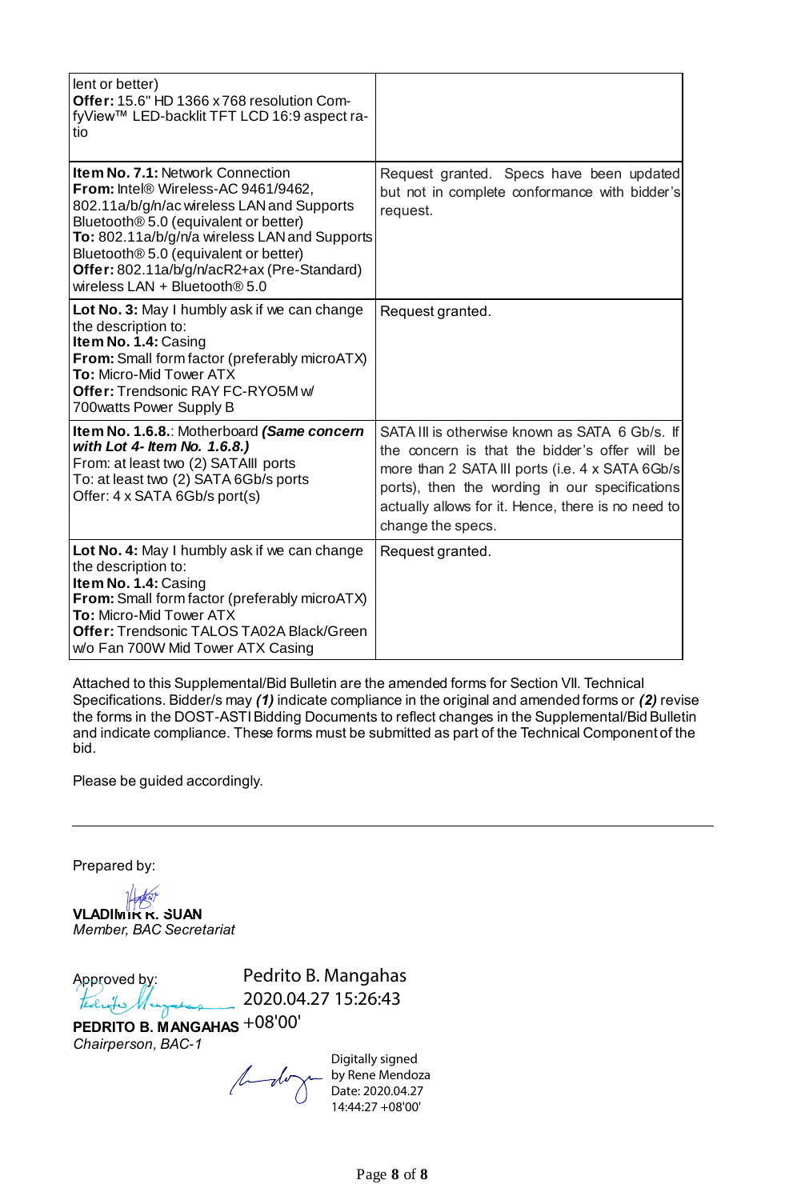| | |
|---|---|
| lent or better)<br>**Offer:** 15.6" HD 1366 x 768 resolution ComfyView™ LED-backlit TFT LCD 16:9 aspect ratio | |
| **Item No. 7.1:** Network Connection<br>**From:** Intel® Wireless-AC 9461/9462, 802.11a/b/g/n/ac wireless LAN and Supports Bluetooth® 5.0 (equivalent or better)<br>**To:** 802.11a/b/g/n/a wireless LAN and Supports Bluetooth® 5.0 (equivalent or better)<br>**Offer:** 802.11a/b/g/n/acR2+ax (Pre-Standard) wireless LAN + Bluetooth® 5.0 | Request granted. Specs have been updated but not in complete conformance with bidder's request. |
| **Lot No. 3:** May I humbly ask if we can change the description to:<br>**Item No. 1.4:** Casing<br>**From:** Small form factor (preferably microATX)<br>**To:** Micro-Mid Tower ATX<br>**Offer:** Trendsonic RAY FC-RYO5M w/ 700watts Power Supply B | Request granted. |
| **Item No. 1.6.8.**: Motherboard ***(Same concern with Lot 4- Item No. 1.6.8.)***<br>From: at least two (2) SATAIII ports<br>To: at least two (2) SATA 6Gb/s ports<br>Offer: 4 x SATA 6Gb/s port(s) | SATA III is otherwise known as SATA 6 Gb/s. If the concern is that the bidder's offer will be more than 2 SATA III ports (i.e. 4 x SATA 6Gb/s ports), then the wording in our specifications actually allows for it. Hence, there is no need to change the specs. |
| **Lot No. 4:** May I humbly ask if we can change the description to:<br>**Item No. 1.4:** Casing<br>**From:** Small form factor (preferably microATX)<br>**To:** Micro-Mid Tower ATX<br>**Offer:** Trendsonic TALOS TA02A Black/Green w/o Fan 700W Mid Tower ATX Casing | Request granted. |

Attached to this Supplemental/Bid Bulletin are the amended forms for Section VII. Technical Specifications. Bidder/s may ***(1)*** indicate compliance in the original and amended forms or ***(2)*** revise the forms in the DOST-ASTI Bidding Documents to reflect changes in the Supplemental/Bid Bulletin and indicate compliance. These forms must be submitted as part of the Technical Component of the bid.

Please be guided accordingly.

---

Prepared by:

**VLADIMIR R. SUAN**
*Member, BAC Secretariat*

Approved by:

Pedrito B. Mangahas
2020.04.27 15:26:43 +08'00'

**PEDRITO B. MANGAHAS**
*Chairperson, BAC-1*

Digitally signed by Rene Mendoza
Date: 2020.04.27 14:44:27 +08'00'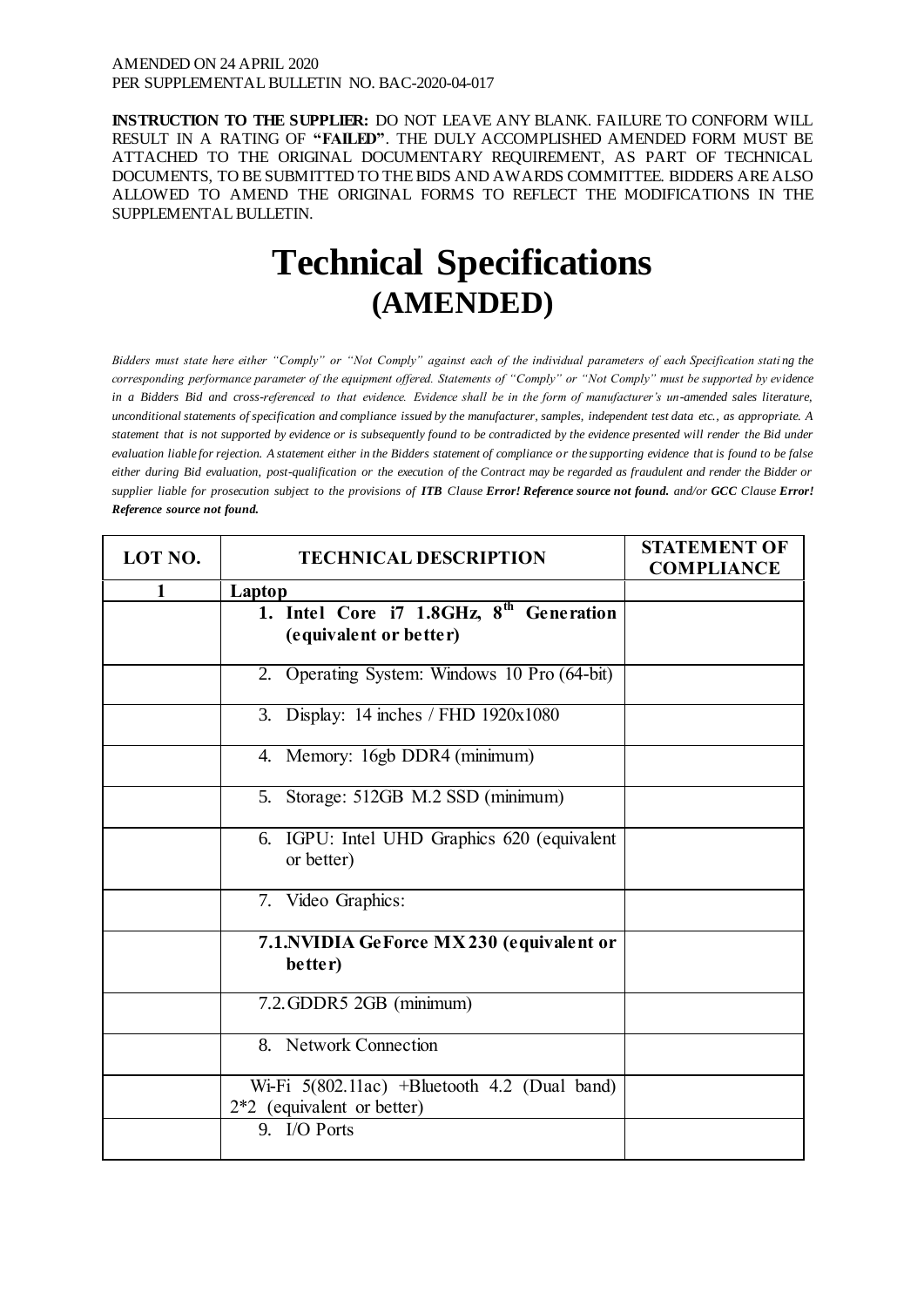AMENDED ON 24 APRIL 2020
PER SUPPLEMENTAL BULLETIN NO. BAC-2020-04-017

**INSTRUCTION TO THE SUPPLIER:** DO NOT LEAVE ANY BLANK. FAILURE TO CONFORM WILL RESULT IN A RATING OF **"FAILED"**. THE DULY ACCOMPLISHED AMENDED FORM MUST BE ATTACHED TO THE ORIGINAL DOCUMENTARY REQUIREMENT, AS PART OF TECHNICAL DOCUMENTS, TO BE SUBMITTED TO THE BIDS AND AWARDS COMMITTEE. BIDDERS ARE ALSO ALLOWED TO AMEND THE ORIGINAL FORMS TO REFLECT THE MODIFICATIONS IN THE SUPPLEMENTAL BULLETIN.

# Technical Specifications
## (AMENDED)

*Bidders must state here either "Comply" or "Not Comply" against each of the individual parameters of each Specification stating the corresponding performance parameter of the equipment offered. Statements of "Comply" or "Not Comply" must be supported by evidence in a Bidders Bid and cross-referenced to that evidence. Evidence shall be in the form of manufacturer's un-amended sales literature, unconditional statements of specification and compliance issued by the manufacturer, samples, independent test data etc., as appropriate. A statement that is not supported by evidence or is subsequently found to be contradicted by the evidence presented will render the Bid under evaluation liable for rejection. A statement either in the Bidders statement of compliance or the supporting evidence that is found to be false either during Bid evaluation, post-qualification or the execution of the Contract may be regarded as fraudulent and render the Bidder or supplier liable for prosecution subject to the provisions of **ITB** Clause **Error! Reference source not found.** and/or **GCC** Clause **Error! Reference source not found.***

| LOT NO. | TECHNICAL DESCRIPTION | STATEMENT OF COMPLIANCE |
|---|---|---|
| **1** | **Laptop** | |
| | **1. Intel Core i7 1.8GHz, 8th Generation (equivalent or better)** | |
| | 2. Operating System: Windows 10 Pro (64-bit) | |
| | 3. Display: 14 inches / FHD 1920x1080 | |
| | 4. Memory: 16gb DDR4 (minimum) | |
| | 5. Storage: 512GB M.2 SSD (minimum) | |
| | 6. IGPU: Intel UHD Graphics 620 (equivalent or better) | |
| | 7. Video Graphics: | |
| | **7.1.NVIDIA GeForce MX230 (equivalent or better)** | |
| | 7.2.GDDR5 2GB (minimum) | |
| | 8. Network Connection | |
| | Wi-Fi 5(802.11ac) +Bluetooth 4.2 (Dual band) 2*2 (equivalent or better) | |
| | 9. I/O Ports | |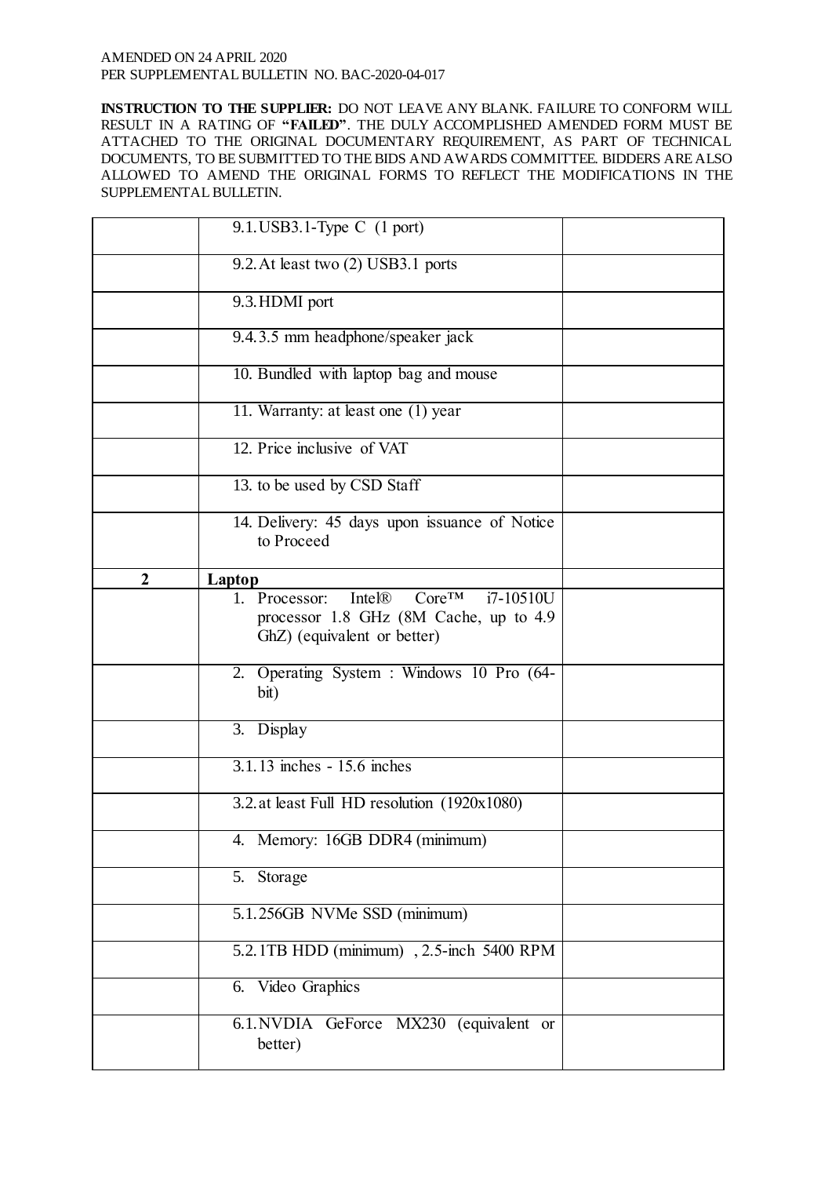AMENDED ON 24 APRIL 2020
PER SUPPLEMENTAL BULLETIN NO. BAC-2020-04-017

**INSTRUCTION TO THE SUPPLIER:** DO NOT LEAVE ANY BLANK. FAILURE TO CONFORM WILL RESULT IN A RATING OF **"FAILED"**. THE DULY ACCOMPLISHED AMENDED FORM MUST BE ATTACHED TO THE ORIGINAL DOCUMENTARY REQUIREMENT, AS PART OF TECHNICAL DOCUMENTS, TO BE SUBMITTED TO THE BIDS AND AWARDS COMMITTEE. BIDDERS ARE ALSO ALLOWED TO AMEND THE ORIGINAL FORMS TO REFLECT THE MODIFICATIONS IN THE SUPPLEMENTAL BULLETIN.

| | | |
|---|---|---|
| | 9.1. USB3.1-Type C (1 port) | |
| | 9.2. At least two (2) USB3.1 ports | |
| | 9.3. HDMI port | |
| | 9.4. 3.5 mm headphone/speaker jack | |
| | 10. Bundled with laptop bag and mouse | |
| | 11. Warranty: at least one (1) year | |
| | 12. Price inclusive of VAT | |
| | 13. to be used by CSD Staff | |
| | 14. Delivery: 45 days upon issuance of Notice to Proceed | |
| **2** | **Laptop** | |
| | 1. Processor: Intel® Core™ i7-10510U processor 1.8 GHz (8M Cache, up to 4.9 GhZ) (equivalent or better) | |
| | 2. Operating System : Windows 10 Pro (64-bit) | |
| | 3. Display | |
| | 3.1. 13 inches - 15.6 inches | |
| | 3.2. at least Full HD resolution (1920x1080) | |
| | 4. Memory: 16GB DDR4 (minimum) | |
| | 5. Storage | |
| | 5.1. 256GB NVMe SSD (minimum) | |
| | 5.2. 1TB HDD (minimum) , 2.5-inch 5400 RPM | |
| | 6. Video Graphics | |
| | 6.1. NVDIA GeForce MX230 (equivalent or better) | |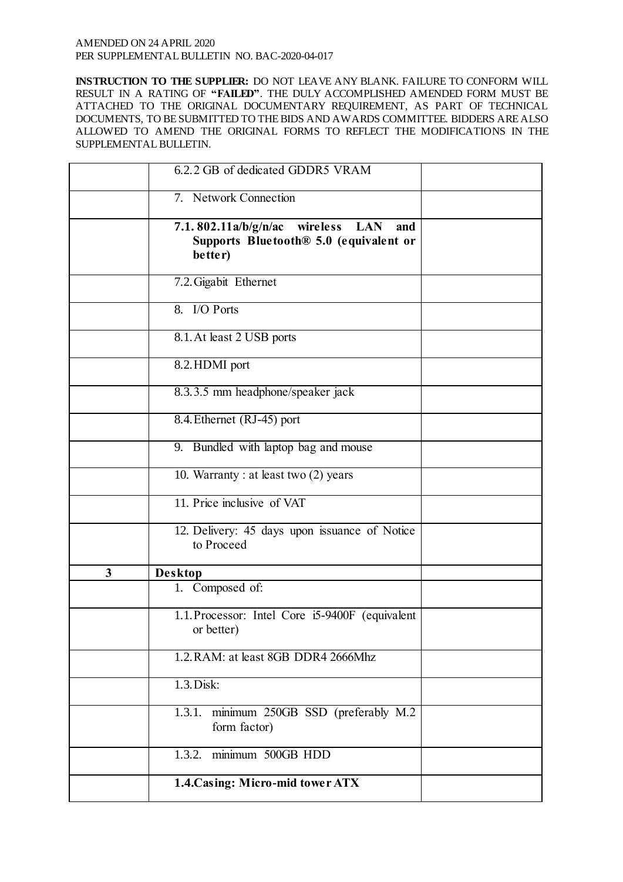AMENDED ON 24 APRIL 2020
PER SUPPLEMENTAL BULLETIN NO. BAC-2020-04-017

**INSTRUCTION TO THE SUPPLIER:** DO NOT LEAVE ANY BLANK. FAILURE TO CONFORM WILL RESULT IN A RATING OF **"FAILED"**. THE DULY ACCOMPLISHED AMENDED FORM MUST BE ATTACHED TO THE ORIGINAL DOCUMENTARY REQUIREMENT, AS PART OF TECHNICAL DOCUMENTS, TO BE SUBMITTED TO THE BIDS AND AWARDS COMMITTEE. BIDDERS ARE ALSO ALLOWED TO AMEND THE ORIGINAL FORMS TO REFLECT THE MODIFICATIONS IN THE SUPPLEMENTAL BULLETIN.

| | | |
|---|---|---|
| | 6.2.2 GB of dedicated GDDR5 VRAM | |
| | 7. Network Connection | |
| | **7.1. 802.11a/b/g/n/ac wireless LAN and Supports Bluetooth® 5.0 (equivalent or better)** | |
| | 7.2. Gigabit Ethernet | |
| | 8. I/O Ports | |
| | 8.1. At least 2 USB ports | |
| | 8.2. HDMI port | |
| | 8.3. 3.5 mm headphone/speaker jack | |
| | 8.4. Ethernet (RJ-45) port | |
| | 9. Bundled with laptop bag and mouse | |
| | 10. Warranty : at least two (2) years | |
| | 11. Price inclusive of VAT | |
| | 12. Delivery: 45 days upon issuance of Notice to Proceed | |
| **3** | **Desktop** | |
| | 1. Composed of: | |
| | 1.1. Processor: Intel Core i5-9400F (equivalent or better) | |
| | 1.2. RAM: at least 8GB DDR4 2666Mhz | |
| | 1.3. Disk: | |
| | 1.3.1. minimum 250GB SSD (preferably M.2 form factor) | |
| | 1.3.2. minimum 500GB HDD | |
| | **1.4. Casing: Micro-mid tower ATX** | |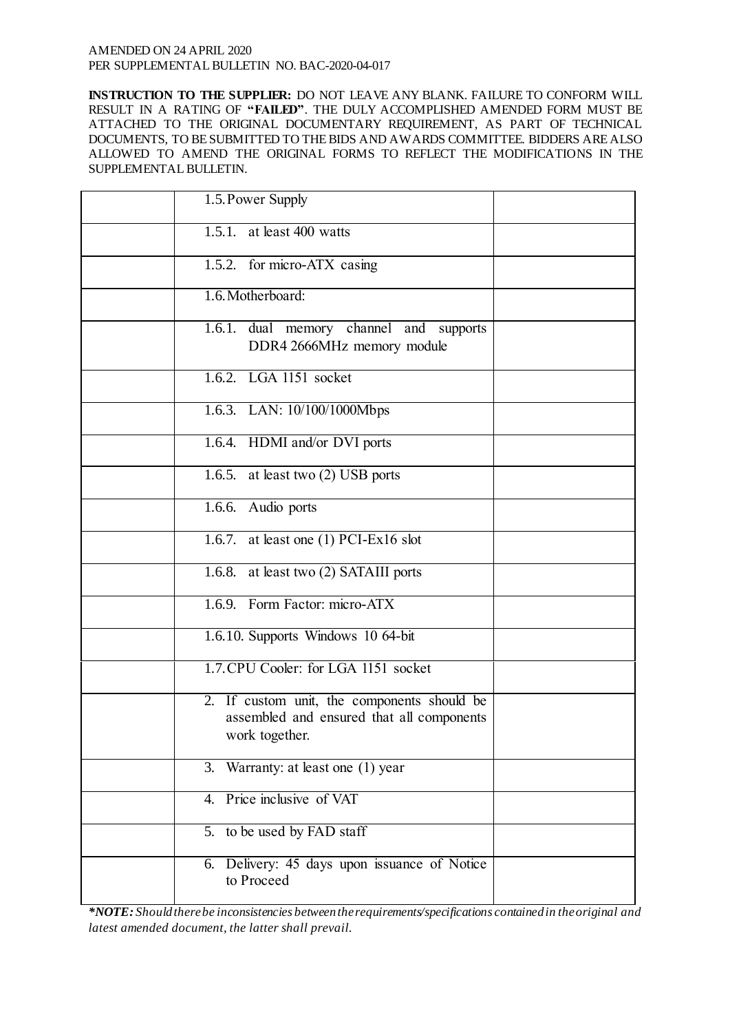AMENDED ON 24 APRIL 2020
PER SUPPLEMENTAL BULLETIN NO. BAC-2020-04-017

**INSTRUCTION TO THE SUPPLIER:** DO NOT LEAVE ANY BLANK. FAILURE TO CONFORM WILL RESULT IN A RATING OF **"FAILED"**. THE DULY ACCOMPLISHED AMENDED FORM MUST BE ATTACHED TO THE ORIGINAL DOCUMENTARY REQUIREMENT, AS PART OF TECHNICAL DOCUMENTS, TO BE SUBMITTED TO THE BIDS AND AWARDS COMMITTEE. BIDDERS ARE ALSO ALLOWED TO AMEND THE ORIGINAL FORMS TO REFLECT THE MODIFICATIONS IN THE SUPPLEMENTAL BULLETIN.

| | | |
|---|---|---|
| | 1.5. Power Supply | |
| | 1.5.1. at least 400 watts | |
| | 1.5.2. for micro-ATX casing | |
| | 1.6. Motherboard: | |
| | 1.6.1. dual memory channel and supports DDR4 2666MHz memory module | |
| | 1.6.2. LGA 1151 socket | |
| | 1.6.3. LAN: 10/100/1000Mbps | |
| | 1.6.4. HDMI and/or DVI ports | |
| | 1.6.5. at least two (2) USB ports | |
| | 1.6.6. Audio ports | |
| | 1.6.7. at least one (1) PCI-Ex16 slot | |
| | 1.6.8. at least two (2) SATAIII ports | |
| | 1.6.9. Form Factor: micro-ATX | |
| | 1.6.10. Supports Windows 10 64-bit | |
| | 1.7. CPU Cooler: for LGA 1151 socket | |
| | 2. If custom unit, the components should be assembled and ensured that all components work together. | |
| | 3. Warranty: at least one (1) year | |
| | 4. Price inclusive of VAT | |
| | 5. to be used by FAD staff | |
| | 6. Delivery: 45 days upon issuance of Notice to Proceed | |

***NOTE:** *Should there be inconsistencies between the requirements/specifications contained in the original and latest amended document, the latter shall prevail.*